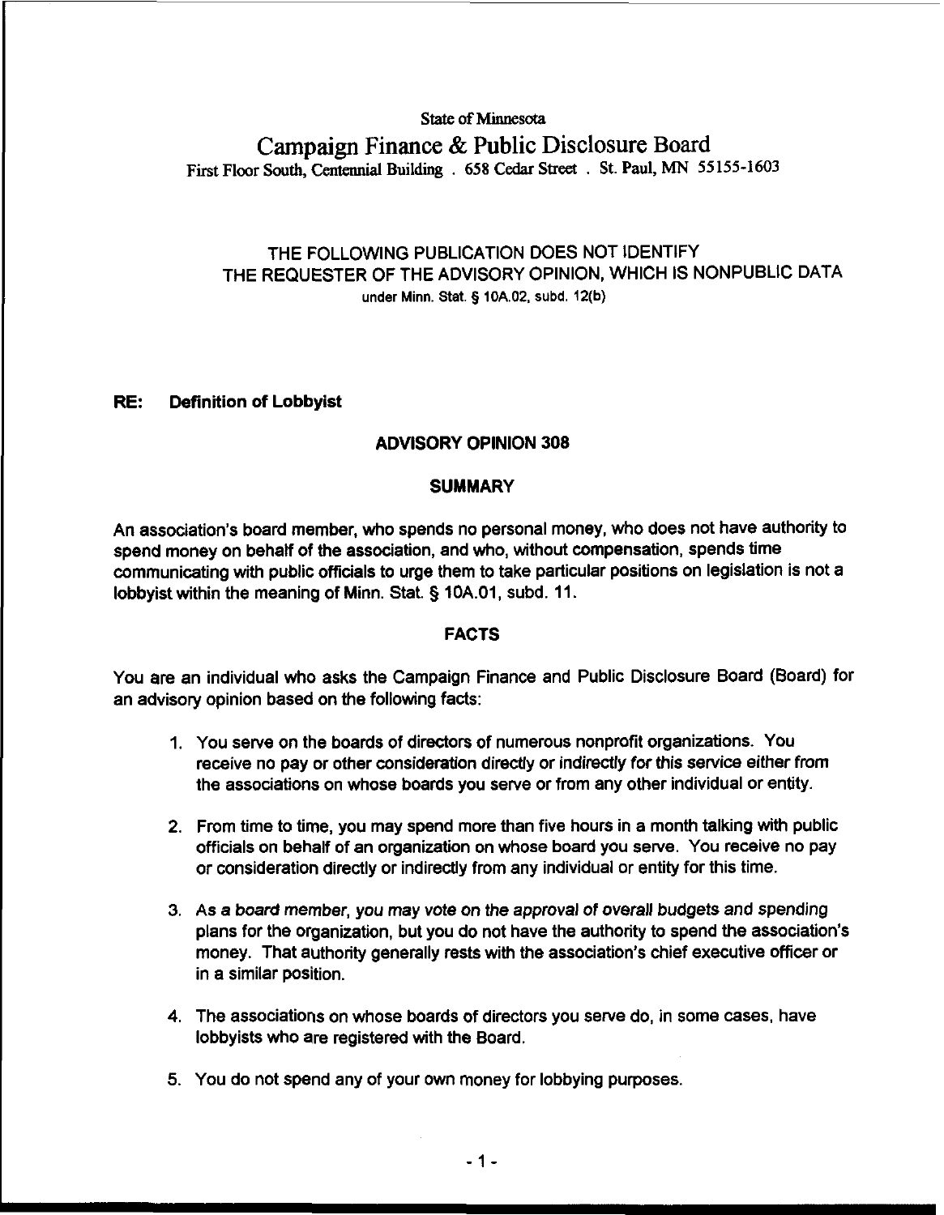State of Minnesota

# Campaign Finance & Public Disclosure Board

First Floor South, Centennial Building . 658 Cedar Street . St. Paul, MN 55155-1603

THE FOLLOWING PUBLICATION DOES NOT IDENTIFY THE REQUESTER OF THE ADVISORY OPINION, WHICH IS NONPUBLIC DATA under Minn. Stat. § 10A.02, subd. 12(b)

**RE: Definition of Lobbyist**

## ADVISORY OPINION 308

### SUMMARY

An association's board member, who spends no personal money, who does not have authority to spend money on behalf of the association, and who, without compensation, spends time communicating with public officials to urge them to take particular positions on legislation is not a lobbyist within the meaning of Minn. Stat. § 10A.01, subd. 11.

### FACTS

You are an individual who asks the Campaign Finance and Public Disclosure Board (Board) for an advisory opinion based on the following facts:

1. You serve on the boards of directors of numerous nonprofit organizations. You receive no pay or other consideration directly or indirectly for this service either from the associations on whose boards you serve or from any other individual or entity.
2. From time to time, you may spend more than five hours in a month talking with public officials on behalf of an organization on whose board you serve. You receive no pay or consideration directly or indirectly from any individual or entity for this time.
3. As a board member, you may vote on the approval of overall budgets and spending plans for the organization, but you do not have the authority to spend the association's money. That authority generally rests with the association's chief executive officer or in a similar position.
4. The associations on whose boards of directors you serve do, in some cases, have lobbyists who are registered with the Board.
5. You do not spend any of your own money for lobbying purposes.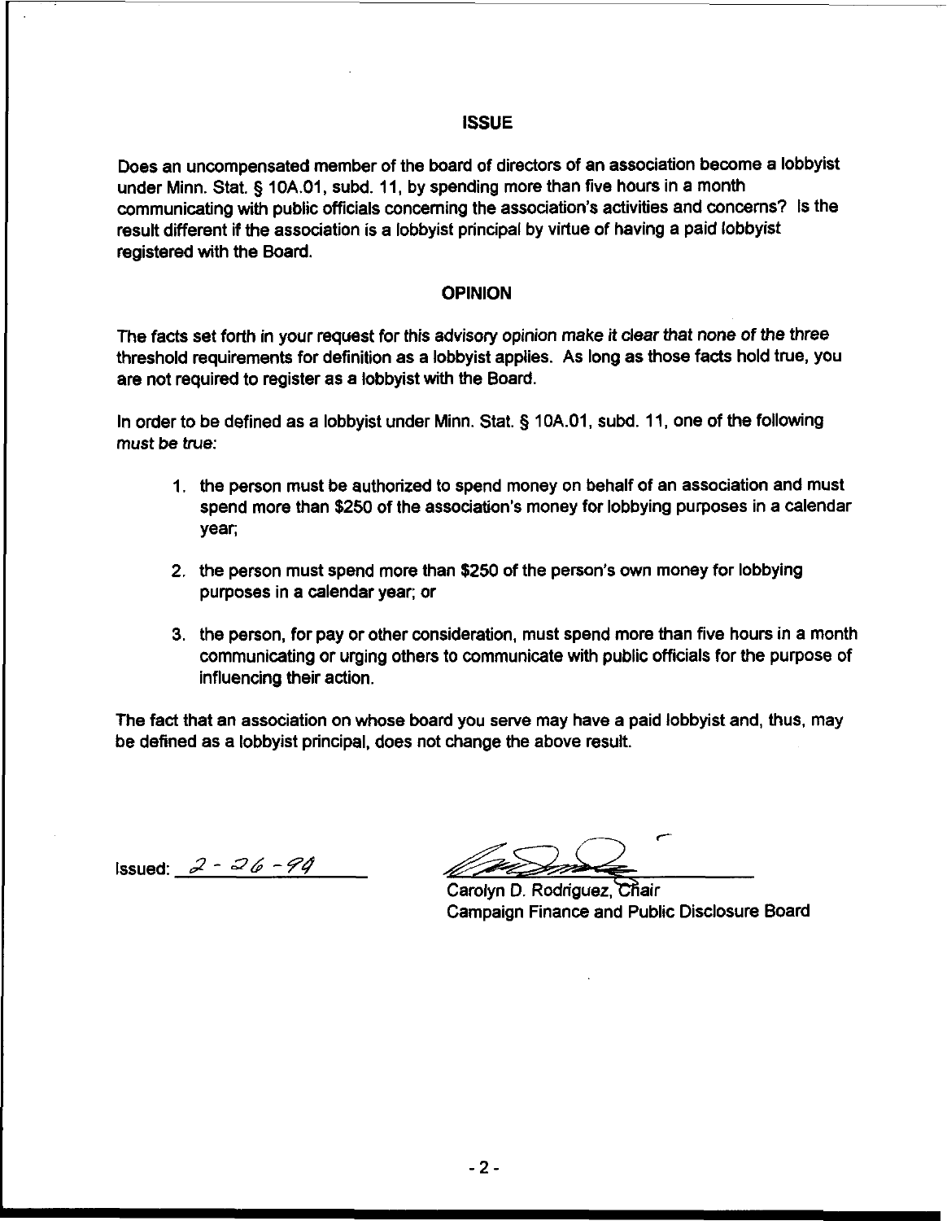## ISSUE

Does an uncompensated member of the board of directors of an association become a lobbyist under Minn. Stat. § 10A.01, subd. 11, by spending more than five hours in a month communicating with public officials concerning the association's activities and concerns? Is the result different if the association is a lobbyist principal by virtue of having a paid lobbyist registered with the Board.

## OPINION

The facts set forth in your request for this advisory opinion make it clear that none of the three threshold requirements for definition as a lobbyist applies. As long as those facts hold true, you are not required to register as a lobbyist with the Board.

In order to be defined as a lobbyist under Minn. Stat. § 10A.01, subd. 11, one of the following must be true:

1. the person must be authorized to spend money on behalf of an association and must spend more than $250 of the association's money for lobbying purposes in a calendar year;

2. the person must spend more than $250 of the person's own money for lobbying purposes in a calendar year; or

3. the person, for pay or other consideration, must spend more than five hours in a month communicating or urging others to communicate with public officials for the purpose of influencing their action.

The fact that an association on whose board you serve may have a paid lobbyist and, thus, may be defined as a lobbyist principal, does not change the above result.

Issued: 2-26-94

Carolyn D. Rodriguez, Chair
Campaign Finance and Public Disclosure Board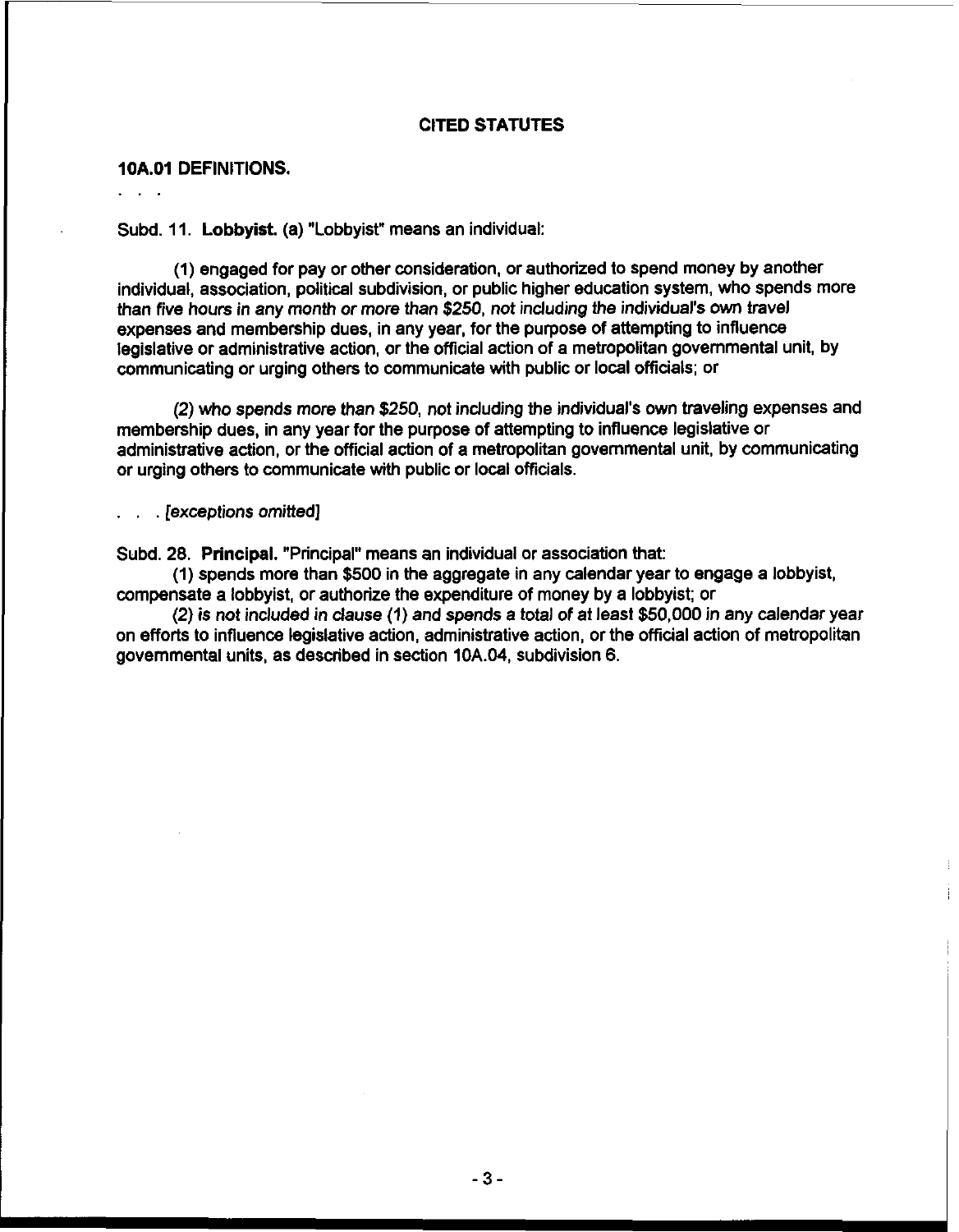## CITED STATUTES

### 10A.01 DEFINITIONS.

. . .

Subd. 11. **Lobbyist.** (a) "Lobbyist" means an individual:

(1) engaged for pay or other consideration, or authorized to spend money by another individual, association, political subdivision, or public higher education system, who spends more than five hours in any month or more than $250, not including the individual's own travel expenses and membership dues, in any year, for the purpose of attempting to influence legislative or administrative action, or the official action of a metropolitan governmental unit, by communicating or urging others to communicate with public or local officials; or

(2) who spends more than $250, not including the individual's own traveling expenses and membership dues, in any year for the purpose of attempting to influence legislative or administrative action, or the official action of a metropolitan governmental unit, by communicating or urging others to communicate with public or local officials.

. . . *[exceptions omitted]*

Subd. 28. **Principal.** "Principal" means an individual or association that:

(1) spends more than $500 in the aggregate in any calendar year to engage a lobbyist, compensate a lobbyist, or authorize the expenditure of money by a lobbyist; or

(2) is not included in clause (1) and spends a total of at least $50,000 in any calendar year on efforts to influence legislative action, administrative action, or the official action of metropolitan governmental units, as described in section 10A.04, subdivision 6.